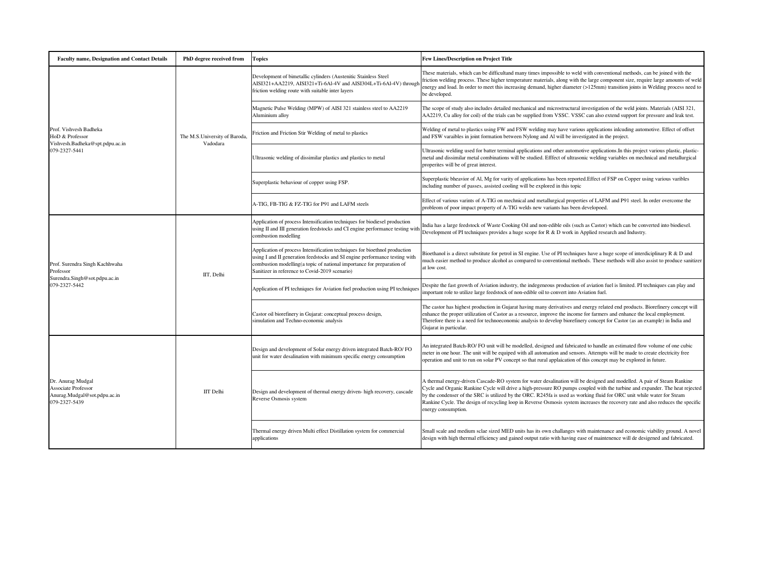| Faculty name, Designation and Contact Details | PhD degree received from | Topics | Few Lines/Description on Project Title |
|---|---|---|---|
| Prof. Vishvesh Badheka<br>HoD & Professor<br>Vishvesh.Badheka@spt.pdpu.ac.in<br>079-2327-5441 | The M.S.University of Baroda, Vadodara | Development of bimetallic cylinders (Austenitic Stainless Steel AISI321+AA2219, AISI321+Ti-6Al-4V and AISI304L+Ti-6Al-4V) through friction welding route with suitable inter layers | These materials, which can be difficultand many times impossible to weld with conventional methods, can be joined with the friction welding process. These higher temperature materials, along with the large component size, require large amounts of weld energy and load. In order to meet this increasing demand, higher diameter (>125mm) transition joints in Welding process need to be developed. |
| | | Magnetic Pulse Welding (MPW) of AISI 321 stainless steel to AA2219 Aluminium alloy | The scope of study also includes detailed mechanical and microstructural investigation of the weld joints. Materials (AISI 321, AA2219, Cu alloy for coil) of the trials can be supplied from VSSC. VSSC can also extend support for pressure and leak test. |
| | | Friction and Friction Stir Welding of metal to plastics | Welding of metal to plastics using FW and FSW welding may have various applications inlcuding automotive. Effect of offset and FSW varaibles in joint formation between Nylong and Al will be investigated in the project. |
| | | Ultrasonic welding of dissimilar plastics and plastics to metal | Ultrasonic welding used for batter terminal applications and other automotive applications.In this project various plastic, plastic-metal and dissimilar metal combinations will be studied. Efffect of ultrasonic welding variables on mechnical and metallurgical properites will be of great interest. |
| | | Superplastic behaviour of copper using FSP. | Superplastic bheavior of Al, Mg for varity of applications has been reported.Effect of FSP on Copper using various varibles including number of passes, assisted cooling will be explored in this topic |
| | | A-TIG, FB-TIG & FZ-TIG for P91 and LAFM steels | Effect of various varints of A-TIG on mechnical and metallurgical properties of LAFM and P91 steel. In order overcome the probleom of poor impact property of A-TIG welds new variants has been developoed. |
| Prof. Surendra Singh Kachhwaha<br>Professor<br>Surendra.Singh@sot.pdpu.ac.in<br>079-2327-5442 | IIT, Delhi | Application of process Intensification techniques for biodiesel production using II and III generation feedstocks and CI engine performance testing with combustion modelling | India has a large feedstock of Waste Cooking Oil and non-edible oils (such as Castor) which can be converted into biodiesel. Development of PI techniques provides a huge scope for R & D work in Applied research and Industry. |
| | | Application of process Intensification techniques for bioethnol production using I and II generation feedstocks and SI engine performance testing with combustion modelling(a topic of national importance for preparation of Sanitizer in reference to Covid-2019 scenario) | Bioethanol is a direct substitute for petrol in SI engine. Use of PI techniques have a huge scope of interdiciplinary R & D and much easier method to produce alcohol as compared to conventional methods. These methods will also assist to produce sanitizer at low cost. |
| | | Application of PI techniques for Aviation fuel production using PI techniques | Despite the fast growth of Aviation industry, the indegeneous production of aviation fuel is limited. PI techniques can play and important role to utilize large feedstock of non-edible oil to convert into Aviation fuel. |
| | | Castor oil biorefinery in Gujarat: conceptual process design, simulation and Techno-economic analysis | The castor has highest production in Gujarat having many derivatives and energy related end products. Biorefinery concept will enhance the proper utilization of Castor as a resource, improve the income for farmers and enhance the local employment. Therefore there is a need for technoeconomic analysis to develop biorefinery concept for Castor (as an example) in India and Gujarat in particular. |
| Dr. Anurag Mudgal<br>Associate Professor<br>Anurag.Mudgal@sot.pdpu.ac.in<br>079-2327-5439 | IIT Delhi | Design and development of Solar energy driven integrated Batch-RO/ FO unit for water desalination with minimum specific energy consumption | An integrated Batch-RO/ FO unit will be modelled, designed and fabricated to handle an estimated flow volume of one cubic meter in one hour. The unit will be equiped with all automation and sensors. Attempts will be made to create electricity free operation and unit to run on solar PV concept so that rural applaication of this concept may be explored in future. |
| | | Design and development of thermal energy driven- high recovery, cascade Reverse Osmosis system | A thermal energy-driven Cascade-RO system for water desalination will be designed and modelled. A pair of Steam Rankine Cycle and Organic Rankine Cycle will drive a high-pressure RO pumps coupled with the turbine and expander. The heat rejected by the condenser of the SRC is utilized by the ORC. R245fa is used as working fluid for ORC unit while water for Steam Rankine Cycle. The design of recycling loop in Reverse Osmosis system increases the recovery rate and also reduces the specific energy consumption. |
| | | Thermal energy driven Multi effect Distillation system for commercial applications | Small scale and medium sclae sized MED units has its own challanges with maintenance and economic viability ground. A novel design with high thermal efficiency and gained output ratio with having ease of maintenence will de desigened and fabricated. |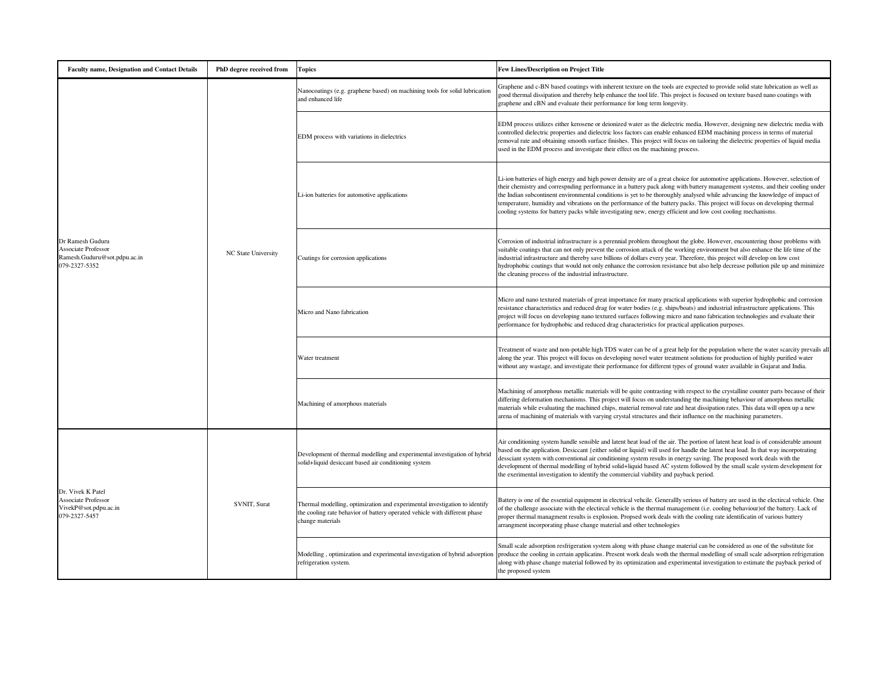| Faculty name, Designation and Contact Details | PhD degree received from | Topics | Few Lines/Description on Project Title |
|---|---|---|---|
| Dr Ramesh Guduru<br>Associate Professor<br>Ramesh.Guduru@sot.pdpu.ac.in<br>079-2327-5352 | NC State University | Nanocoatings (e.g. graphene based) on machining tools for solid lubrication and enhanced life | Graphene and c-BN based coatings with inherent texture on the tools are expected to provide solid state lubrication as well as good thermal dissipation and thereby help enhance the tool life. This project is focused on texture based nano coatings with graphene and cBN and evaluate their performance for long term longevity. |
| | | EDM process with variations in dielectrics | EDM process utilizes either kerosene or deionized water as the dielectric media. However, designing new dielectric media with controlled dielectric properties and dielectric loss factors can enable enhanced EDM machining process in terms of material removal rate and obtaining smooth surface finishes. This project will focus on tailoring the dielectric properties of liquid media used in the EDM process and investigate their effect on the machining process. |
| | | Li-ion batteries for automotive applications | Li-ion batteries of high energy and high power density are of a great choice for automotive applications. However, selection of their chemistry and correspnding performance in a battery pack along with battery management systems, and their cooling under the Indian subcontinent environmental conditions is yet to be thoroughly analysed while advancing the knowledge of impact of temperature, humidity and vibrations on the performance of the battery packs. This project will focus on developing thermal cooling systems for battery packs while investigating new, energy efficient and low cost cooling mechanisms. |
| | | Coatings for corrosion applications | Corrosion of industrial infrastructure is a perennial problem throughout the globe. However, encountering those problems with suitable coatings that can not only prevent the corrosion attack of the working environment but also enhance the life time of the industrial infrastructure and thereby save billions of dollars every year. Therefore, this project will develop on low cost hydrophobic coatings that would not only enhance the corrosion resistance but also help decrease pollution pile up and minimize the cleaning process of the industrial infrastructure. |
| | | Micro and Nano fabrication | Micro and nano textured materials of great importance for many practical applications with superior hydrophobic and corrosion resistance characteristics and reduced drag for water bodies (e.g. ships/boats) and industrial infrastructure applications. This project will focus on developing nano textured surfaces following micro and nano fabrication technologies and evaluate their performance for hydrophobic and reduced drag characteristics for practical application purposes. |
| | | Water treatment | Treatment of waste and non-potable high TDS water can be of a great help for the population where the water scarcity prevails all along the year. This project will focus on developing novel water treatment solutions for production of highly purified water without any wastage, and investigate their performance for different types of ground water available in Gujarat and India. |
| | | Machining of amorphous materials | Machining of amorphous metallic materials will be quite contrasting with respect to the crystalline counter parts because of their differing deformation mechanisms. This project will focus on understanding the machining behaviour of amorphous metallic materials while evaluating the machined chips, material removal rate and heat dissipation rates. This data will open up a new arena of machining of materials with varying crystal structures and their influence on the machining parameters. |
| Dr. Vivek K Patel<br>Associate Professor<br>VivekP@sot.pdpu.ac.in<br>079-2327-5457 | SVNIT, Surat | Development of thermal modelling and experimental investigation of hybrid solid+liquid desiccant based air conditioning system | Air conditioning system handle sensible and latent heat load of the air. The portion of latent heat load is of considerable amount based on the application. Desiccant {either solid or liquid) will used for handle the latent heat load. In that way incorpotrating dessciant system with conventional air conditioning system results in energy saving. The proposed work deals with the development of thermal modelling of hybrid solid+liquid based AC system followed by the small scale system development for the exerimental investigation to identify the commercial viability and payback period. |
| | | Thermal modelling, optimization and experimental investigation to identify the cooling rate behavior of battery operated vehicle with different phase change materials | Battery is one of the essential equipment in electrical vehcile. Generallly serious of battery are used in the electircal vehicle. One of the challenge associate with the electircal vehicle is the thermal management (i.e. cooling behaviour)of the battery. Lack of proper thermal managment results is explosion. Propsed work deals with the cooling rate identificatin of various battery arrangment incorporating phase change material and other technologies |
| | | Modelling , optimization and experimental investigation of hybrid adsorption refrigeration system. | Small scale adsorption resfrigeration system along with phase change material can be considered as one of the substitute for produce the cooling in certain applicatins. Present work deals woth the thermal modelling of small scale adsorption refrigeration along with phase change material followed by its optimization and experimental investigation to estimate the payback period of the proposed system |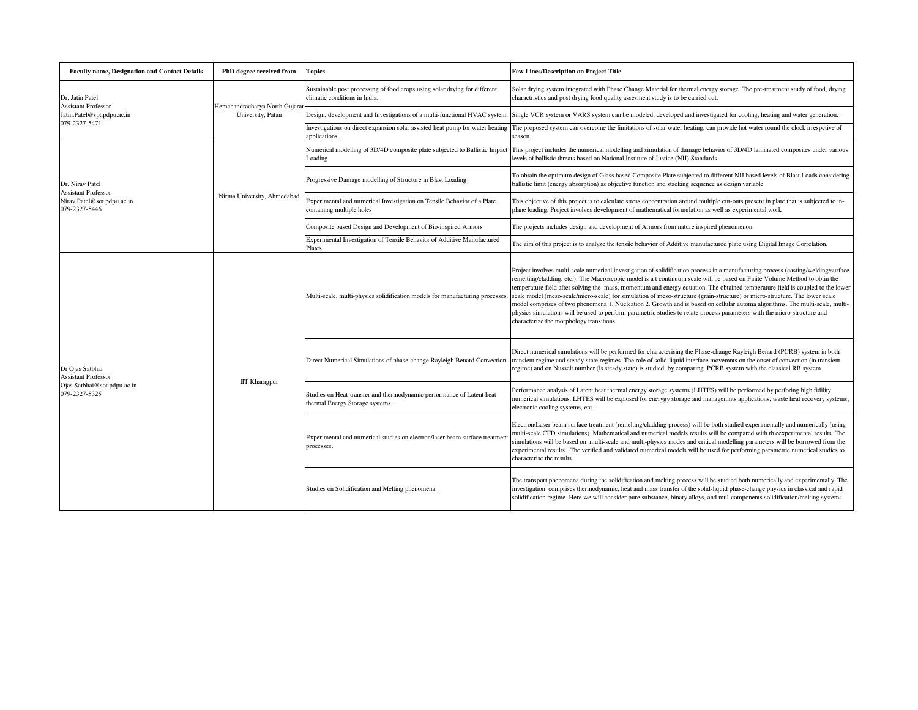| Faculty name, Designation and Contact Details | PhD degree received from | Topics | Few Lines/Description on Project Title |
|---|---|---|---|
| Dr. Jatin Patel<br>Assistant Professor<br>Jatin.Patel@spt.pdpu.ac.in<br>079-2327-5471 | Hemchandracharya North Gujarat University, Patan | Sustainable post processing of food crops using solar drying for different climatic conditions in India. | Solar drying system integrated with Phase Change Material for thermal energy storage. The pre-treatment study of food, drying charactristics and post drying food quality assesment study is to be carried out. |
| | | Design, development and Investigations of a multi-functional HVAC system. | Single VCR system or VARS system can be modeled, developed and investigated for cooling, heating and water generation. |
| | | Investigations on direct expansion solar assisted heat pump for water heating applications. | The proposed system can overcome the limitations of solar water heating, can provide hot water round the clock irrespctive of season |
| Dr. Nirav Patel<br>Assistant Professor<br>Nirav.Patel@sot.pdpu.ac.in<br>079-2327-5446 | Nirma University, Ahmedabad | Numerical modelling of 3D/4D composite plate subjected to Ballistic Impact Loading | This project includes the numerical modelling and simulation of damage behavior of 3D/4D laminated composites under various levels of ballistic threats based on National Institute of Justice (NIJ) Standards. |
| | | Progressive Damage modelling of Structure in Blast Loading | To obtain the optimum design of Glass based Composite Plate subjected to different NIJ based levels of Blast Loads considering ballistic limit (energy absorption) as objective function and stacking sequence as design variable |
| | | Experimental and numerical Investigation on Tensile Behavior of a Plate containing multiple holes | This objective of this project is to calculate stress concentration around multiple cut-outs present in plate that is subjected to in-plane loading. Project involves development of mathematical formulation as well as experimental work |
| | | Composite based Design and Development of Bio-inspired Armors | The projects includes design and development of Armors from nature inspired phenomenon. |
| | | Experimental Investigation of Tensile Behavior of Additive Manufactured Plates | The aim of this project is to analyze the tensile behavior of Additive manufactured plate using Digital Image Correlation. |
| Dr Ojas Satbhai<br>Assistant Professor<br>Ojas.Satbhai@sot.pdpu.ac.in<br>079-2327-5325 | IIT Kharagpur | Multi-scale, multi-physics solidification models for manufacturing processes. | Project involves multi-scale numerical investigation of solidification process in a manufacturing process (casting/welding/surface remelting/cladding, etc.). The Macroscopic model is a t continuum scale will be based on Finite Volume Method to obtin the temperature field after solving the mass, momentum and energy equation. The obtained temperature field is coupled to the lower scale model (meso-scale/micro-scale) for simulation of meso-structure (grain-structure) or micro-structure. The lower scale model comprises of two phenomena 1. Nucleation 2. Growth and is based on cellular automa algorithms. The multi-scale, multi-physics simulations will be used to perform parametric studies to relate process parameters with the micro-structure and characterize the morphology transitions. |
| | | Direct Numerical Simulations of phase-change Rayleigh Benard Convection. | Direct numerical simulations will be performed for characterising the Phase-change Rayleigh Benard (PCRB) system in both transient regime and steady-state regimes. The role of solid-liquid interface movemnts on the onset of convection (in transient regime) and on Nusselt number (is steady state) is studied by comparing PCRB system with the classical RB system. |
| | | Studies on Heat-transfer and thermodynamic performance of Latent heat thermal Energy Storage systems. | Performance analysis of Latent heat thermal energy storage systems (LHTES) will be performed by perforing high fidility numerical simulations. LHTES will be explosed for enerygy storage and managemnts applications, waste heat recovery systems, electronic cooling systems, etc. |
| | | Experimental and numerical studies on electron/laser beam surface treatment processes. | Electron/Laser beam surface treatment (remelting/cladding process) will be both studied experimentally and numerically (using multi-scale CFD simulations). Mathematical and numerical models results will be compared with th eexperimental results. The simulations will be based on multi-scale and multi-physics modes and critical modelling parameters will be borrowed from the experimental results. The verified and validated numerical models will be used for performing parametric numerical studies to characterise the results. |
| | | Studies on Solidification and Melting phenomena. | The transport phenomena during the solidification and melting process will be studied both numerically and experimentally. The investigation comprises thermodynamic, heat and mass transfer of the solid-liquid phase-change physics in classical and rapid solidification regime. Here we will consider pure substance, binary alloys, and mul-components solidification/melting systems |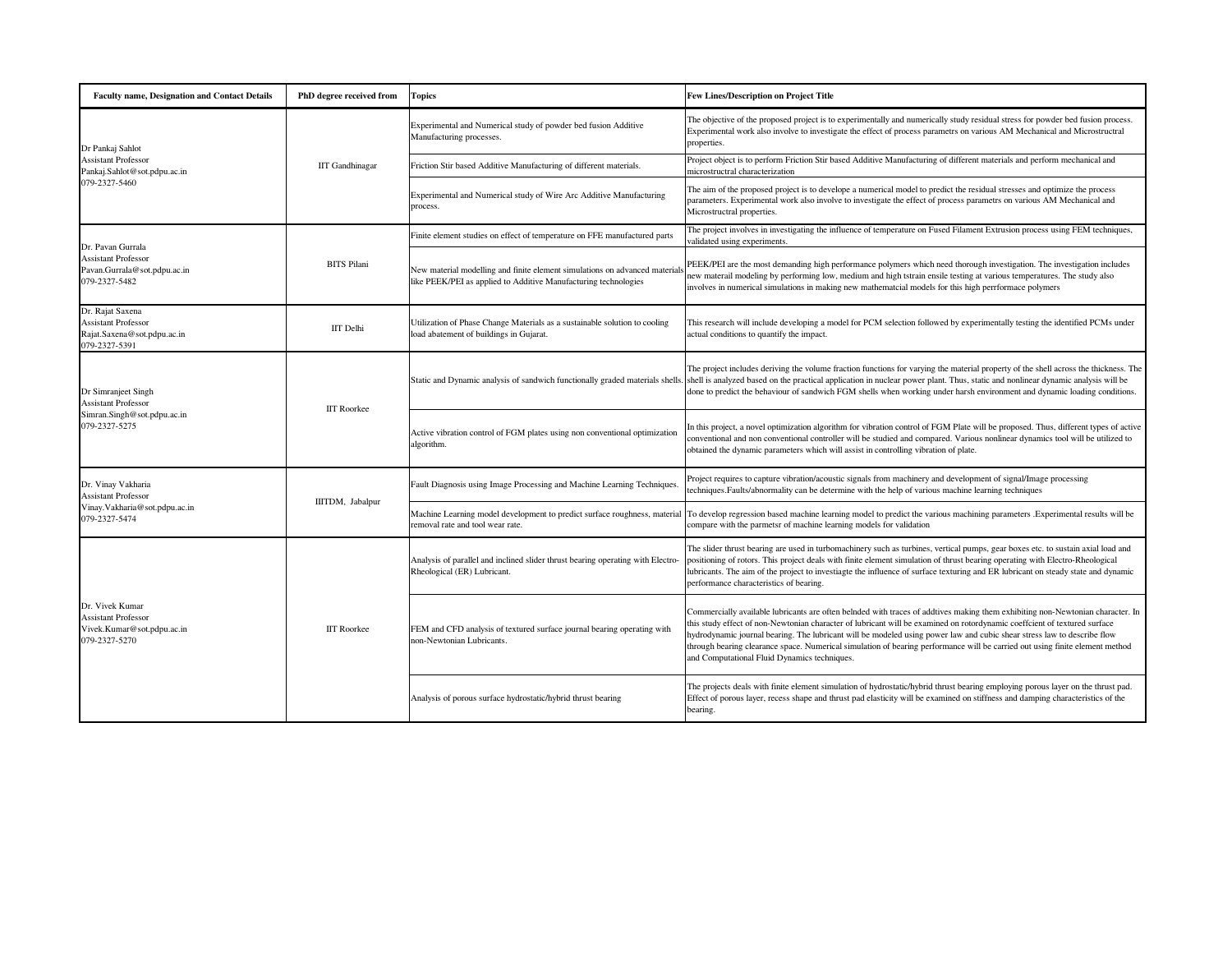| Faculty name, Designation and Contact Details | PhD degree received from | Topics | Few Lines/Description on Project Title |
|---|---|---|---|
| Dr Pankaj Sahlot<br>Assistant Professor<br>Pankaj.Sahlot@sot.pdpu.ac.in<br>079-2327-5460 | IIT Gandhinagar | Experimental and Numerical study of powder bed fusion Additive Manufacturing processes. | The objective of the proposed project is to experimentally and numerically study residual stress for powder bed fusion process. Experimental work also involve to investigate the effect of process parametrs on various AM Mechanical and Microstructral properties. |
| | | Friction Stir based Additive Manufacturing of different materials. | Project object is to perform Friction Stir based Additive Manufacturing of different materials and perform mechanical and microstructral characterization |
| | | Experimental and Numerical study of Wire Arc Additive Manufacturing process. | The aim of the proposed project is to develope a numerical model to predict the residual stresses and optimize the process parameters. Experimental work also involve to investigate the effect of process parametrs on various AM Mechanical and Microstructral properties. |
| Dr. Pavan Gurrala<br>Assistant Professor<br>Pavan.Gurrala@sot.pdpu.ac.in<br>079-2327-5482 | BITS Pilani | Finite element studies on effect of temperature on FFE manufactured parts | The project involves in investigating the influence of temperature on Fused Filament Extrusion process using FEM techniques, validated using experiments. |
| | | New material modelling and finite element simulations on advanced materials like PEEK/PEI as applied to Additive Manufacturing technologies | PEEK/PEI are the most demanding high performance polymers which need thorough investigation. The investigation includes new materail modeling by performing low, medium and high tstrain ensile testing at various temperatures. The study also involves in numerical simulations in making new mathematcial models for this high perrformace polymers |
| Dr. Rajat Saxena<br>Assistant Professor<br>Rajat.Saxena@sot.pdpu.ac.in<br>079-2327-5391 | IIT Delhi | Utilization of Phase Change Materials as a sustainable solution to cooling load abatement of buildings in Gujarat. | This research will include developing a model for PCM selection followed by experimentally testing the identified PCMs under actual conditions to quantify the impact. |
| Dr Simranjeet Singh<br>Assistant Professor<br>Simran.Singh@sot.pdpu.ac.in<br>079-2327-5275 | IIT Roorkee | Static and Dynamic analysis of sandwich functionally graded materials shells. | The project includes deriving the volume fraction functions for varying the material property of the shell across the thickness. The shell is analyzed based on the practical application in nuclear power plant. Thus, static and nonlinear dynamic analysis will be done to predict the behaviour of sandwich FGM shells when working under harsh environment and dynamic loading conditions. |
| | | Active vibration control of FGM plates using non conventional optimization algorithm. | In this project, a novel optimization algorithm for vibration control of FGM Plate will be proposed. Thus, different types of active conventional and non conventional controller will be studied and compared. Various nonlinear dynamics tool will be utilized to obtained the dynamic parameters which will assist in controlling vibration of plate. |
| Dr. Vinay Vakharia<br>Assistant Professor<br>Vinay.Vakharia@sot.pdpu.ac.in<br>079-2327-5474 | IIITDM, Jabalpur | Fault Diagnosis using Image Processing and Machine Learning Techniques. | Project requires to capture vibration/acoustic signals from machinery and development of signal/Image processing techniques.Faults/abnormality can be determine with the help of various machine learning techniques |
| | | Machine Learning model development to predict surface roughness, material removal rate and tool wear rate. | To develop regression based machine learning model to predict the various machining parameters .Experimental results will be compare with the parmetsr of machine learning models for validation |
| Dr. Vivek Kumar<br>Assistant Professor<br>Vivek.Kumar@sot.pdpu.ac.in<br>079-2327-5270 | IIT Roorkee | Analysis of parallel and inclined slider thrust bearing operating with Electro-Rheological (ER) Lubricant. | The slider thrust bearing are used in turbomachinery such as turbines, vertical pumps, gear boxes etc. to sustain axial load and positioning of rotors. This project deals with finite element simulation of thrust bearing operating with Electro-Rheological lubricants. The aim of the project to investiagte the influence of surface texturing and ER lubricant on steady state and dynamic performance characteristics of bearing. |
| | | FEM and CFD analysis of textured surface journal bearing operating with non-Newtonian Lubricants. | Commercially available lubricants are often belnded with traces of addtives making them exhibiting non-Newtonian character. In this study effect of non-Newtonian character of lubricant will be examined on rotordynamic coeffcient of textured surface hydrodynamic journal bearing. The lubricant will be modeled using power law and cubic shear stress law to describe flow through bearing clearance space. Numerical simulation of bearing performance will be carried out using finite element method and Computational Fluid Dynamics techniques. |
| | | Analysis of porous surface hydrostatic/hybrid thrust bearing | The projects deals with finite element simulation of hydrostatic/hybrid thrust bearing employing porous layer on the thrust pad. Effect of porous layer, recess shape and thrust pad elasticity will be examined on stiffness and damping characteristics of the bearing. |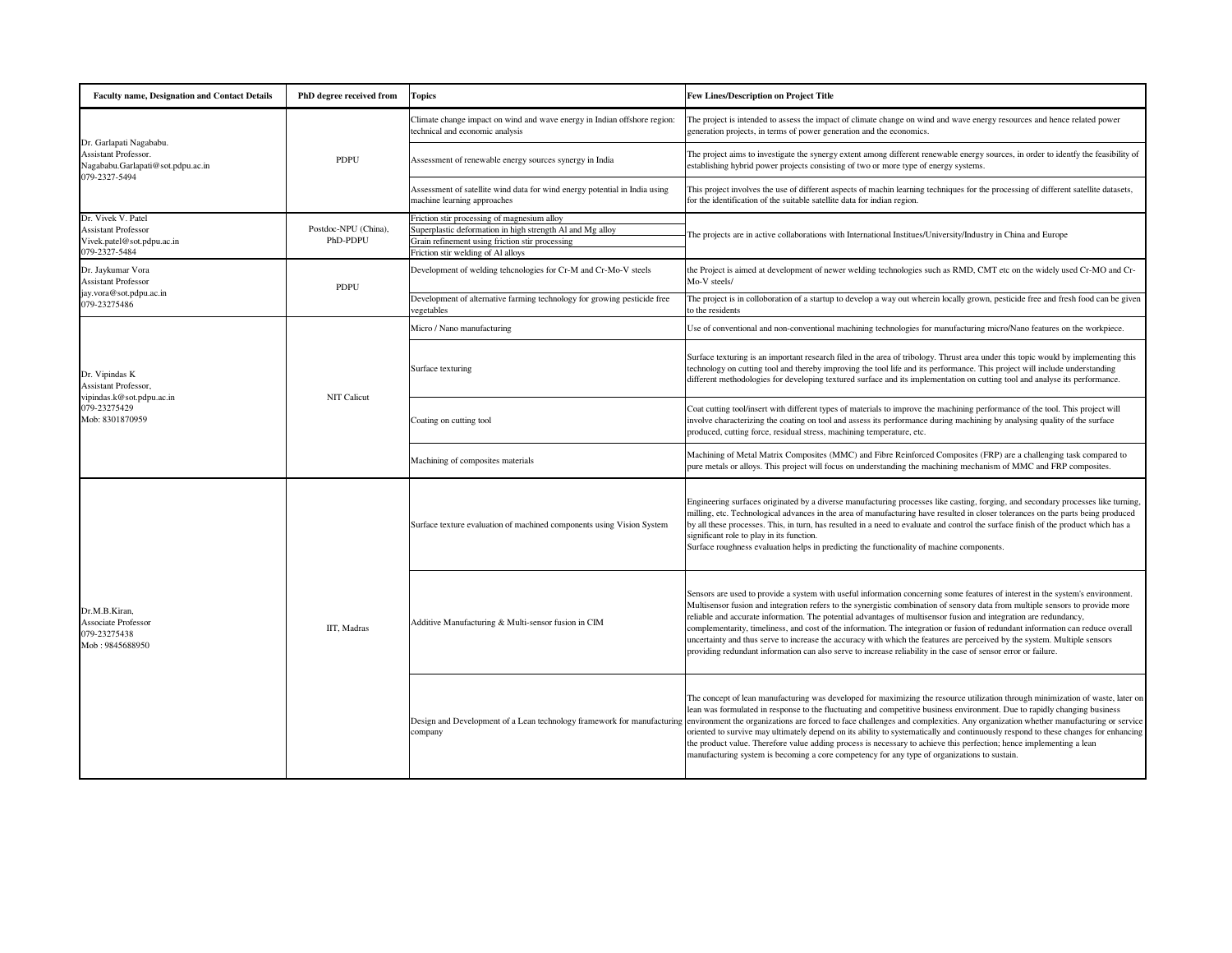| Faculty name, Designation and Contact Details | PhD degree received from | Topics | Few Lines/Description on Project Title |
|---|---|---|---|
| Dr. Garlapati Nagababu.<br>Assistant Professor.<br>Nagababu.Garlapati@sot.pdpu.ac.in<br>079-2327-5494 | PDPU | Climate change impact on wind and wave energy in Indian offshore region: technical and economic analysis | The project is intended to assess the impact of climate change on wind and wave energy resources and hence related power generation projects, in terms of power generation and the economics. |
| | | Assessment of renewable energy sources synergy in India | The project aims to investigate the synergy extent among different renewable energy sources, in order to identfy the feasibility of establishing hybrid power projects consisting of two or more type of energy systems. |
| | | Assessment of satellite wind data for wind energy potential in India using machine learning approaches | This project involves the use of different aspects of machin learning techniques for the processing of different satellite datasets, for the identification of the suitable satellite data for indian region. |
| Dr. Vivek V. Patel<br>Assistant Professor<br>Vivek.patel@sot.pdpu.ac.in<br>079-2327-5484 | Postdoc-NPU (China),<br>PhD-PDPU | Friction stir processing of magnesium alloy<br>Superplastic deformation in high strength Al and Mg alloy<br>Grain refinement using friction stir processing<br>Friction stir welding of Al alloys | The projects are in active collaborations with International Institues/University/Industry in China and Europe |
| Dr. Jaykumar Vora<br>Assistant Professor<br>jay.vora@sot.pdpu.ac.in<br>079-23275486 | PDPU | Development of welding tehcnologies for Cr-M and Cr-Mo-V steels | the Project is aimed at development of newer welding technologies such as RMD, CMT etc on the widely used Cr-MO and Cr-Mo-V steels/ |
| | | Development of alternative farming technology for growing pesticide free vegetables | The project is in colloboration of a startup to develop a way out wherein locally grown, pesticide free and fresh food can be given to the residents |
| Dr. Vipindas K<br>Assistant Professor,<br>vipindas.k@sot.pdpu.ac.in<br>079-23275429<br>Mob: 8301870959 | NIT Calicut | Micro / Nano manufacturing | Use of conventional and non-conventional machining technologies for manufacturing micro/Nano features on the workpiece. |
| | | Surface texturing | Surface texturing is an important research filed in the area of tribology. Thrust area under this topic would by implementing this technology on cutting tool and thereby improving the tool life and its performance. This project will include understanding different methodologies for developing textured surface and its implementation on cutting tool and analyse its performance. |
| | | Coating on cutting tool | Coat cutting tool/insert with different types of materials to improve the machining performance of the tool. This project will involve characterizing the coating on tool and assess its performance during machining by analysing quality of the surface produced, cutting force, residual stress, machining temperature, etc. |
| | | Machining of composites materials | Machining of Metal Matrix Composites (MMC) and Fibre Reinforced Composites (FRP) are a challenging task compared to pure metals or alloys. This project will focus on understanding the machining mechanism of MMC and FRP composites. |
| Dr.M.B.Kiran,<br>Associate Professor<br>079-23275438<br>Mob : 9845688950 | IIT, Madras | Surface texture evaluation of machined components using Vision System | Engineering surfaces originated by a diverse manufacturing processes like casting, forging, and secondary processes like turning, milling, etc. Technological advances in the area of manufacturing have resulted in closer tolerances on the parts being produced by all these processes. This, in turn, has resulted in a need to evaluate and control the surface finish of the product which has a significant role to play in its function.<br>Surface roughness evaluation helps in predicting the functionality of machine components. |
| | | Additive Manufacturing & Multi-sensor fusion in CIM | Sensors are used to provide a system with useful information concerning some features of interest in the system's environment. Multisensor fusion and integration refers to the synergistic combination of sensory data from multiple sensors to provide more reliable and accurate information. The potential advantages of multisensor fusion and integration are redundancy, complementarity, timeliness, and cost of the information. The integration or fusion of redundant information can reduce overall uncertainty and thus serve to increase the accuracy with which the features are perceived by the system. Multiple sensors providing redundant information can also serve to increase reliability in the case of sensor error or failure. |
| | | Design and Development of a Lean technology framework for manufacturing company | The concept of lean manufacturing was developed for maximizing the resource utilization through minimization of waste, later on lean was formulated in response to the fluctuating and competitive business environment. Due to rapidly changing business environment the organizations are forced to face challenges and complexities. Any organization whether manufacturing or service oriented to survive may ultimately depend on its ability to systematically and continuously respond to these changes for enhancing the product value. Therefore value adding process is necessary to achieve this perfection; hence implementing a lean manufacturing system is becoming a core competency for any type of organizations to sustain. |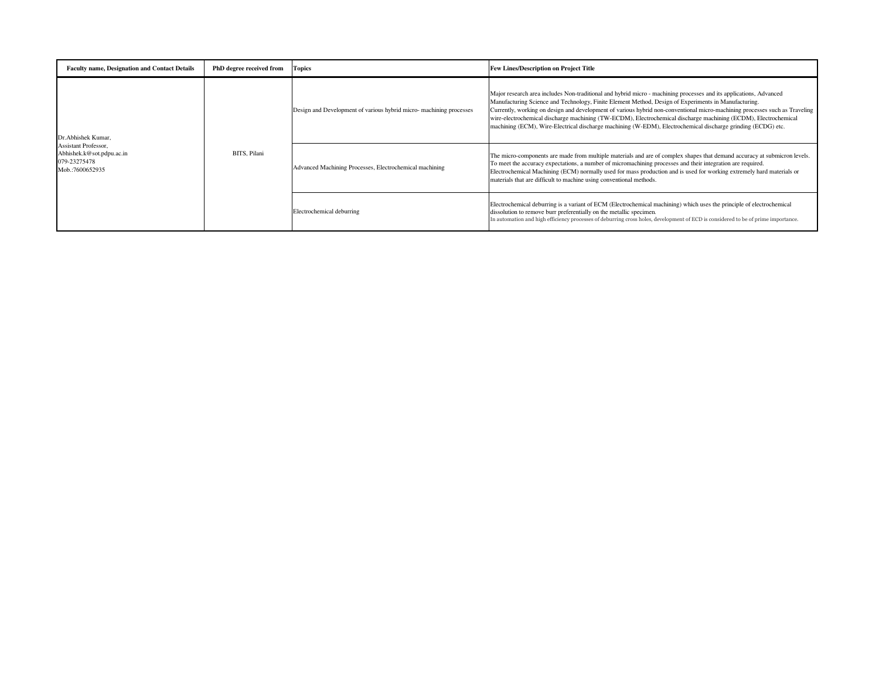| Faculty name, Designation and Contact Details | PhD degree received from | Topics | Few Lines/Description on Project Title |
|---|---|---|---|
| Dr.Abhishek Kumar,<br>Assistant Professor,<br>Abhishek.k@sot.pdpu.ac.in<br>079-23275478<br>Mob.:7600652935 | BITS, Pilani | Design and Development of various hybrid micro- machining processes | Major research area includes Non-traditional and hybrid micro - machining processes and its applications, Advanced Manufacturing Science and Technology, Finite Element Method, Design of Experiments in Manufacturing.<br>Currently, working on design and development of various hybrid non-conventional micro-machining processes such as Traveling wire-electrochemical discharge machining (TW-ECDM), Electrochemical discharge machining (ECDM), Electrochemical machining (ECM), Wire-Electrical discharge machining (W-EDM), Electrochemical discharge grinding (ECDG) etc. |
| | | Advanced Machining Processes, Electrochemical machining | The micro-components are made from multiple materials and are of complex shapes that demand accuracy at submicron levels. To meet the accuracy expectations, a number of micromachining processes and their integration are required.<br>Electrochemical Machining (ECM) normally used for mass production and is used for working extremely hard materials or materials that are difficult to machine using conventional methods. |
| | | Electrochemical deburring | Electrochemical deburring is a variant of ECM (Electrochemical machining) which uses the principle of electrochemical dissolution to remove burr preferentially on the metallic specimen.<br>In automation and high efficiency processes of deburring cross holes, development of ECD is considered to be of prime importance. |